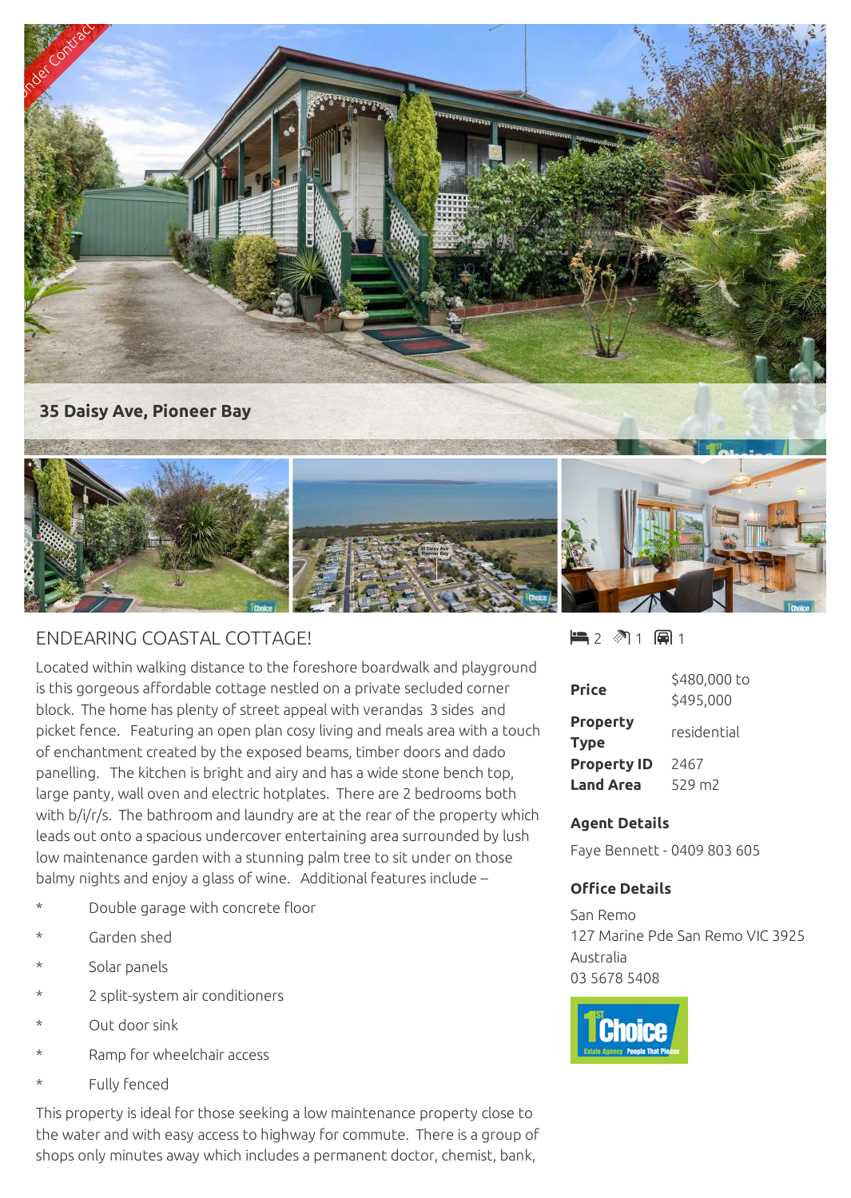Under Contract

35 Daisy Ave, Pioneer Bay

## ENDEARING COASTAL COTTAGE!

2 1 1

Located within walking distance to the foreshore boardwalk and playground is this gorgeous affordable cottage nestled on a private secluded corner block. The home has plenty of street appeal with verandas 3 sides and picket fence. Featuring an open plan cosy living and meals area with a touch of enchantment created by the exposed beams, timber doors and dado panelling. The kitchen is bright and airy and has a wide stone bench top, large panty, wall oven and electric hotplates. There are 2 bedrooms both with b/i/r/s. The bathroom and laundry are at the rear of the property which leads out onto a spacious undercover entertaining area surrounded by lush low maintenance garden with a stunning palm tree to sit under on those balmy nights and enjoy a glass of wine. Additional features include –

* Double garage with concrete floor
* Garden shed
* Solar panels
* 2 split-system air conditioners
* Out door sink
* Ramp for wheelchair access
* Fully fenced

This property is ideal for those seeking a low maintenance property close to the water and with easy access to highway for commute. There is a group of shops only minutes away which includes a permanent doctor, chemist, bank,

| | |
|---|---|
| **Price** | $480,000 to $495,000 |
| **Property Type** | residential |
| **Property ID** | 2467 |
| **Land Area** | 529 m2 |

### Agent Details

Faye Bennett - 0409 803 605

### Office Details

San Remo
127 Marine Pde San Remo VIC 3925
Australia
03 5678 5408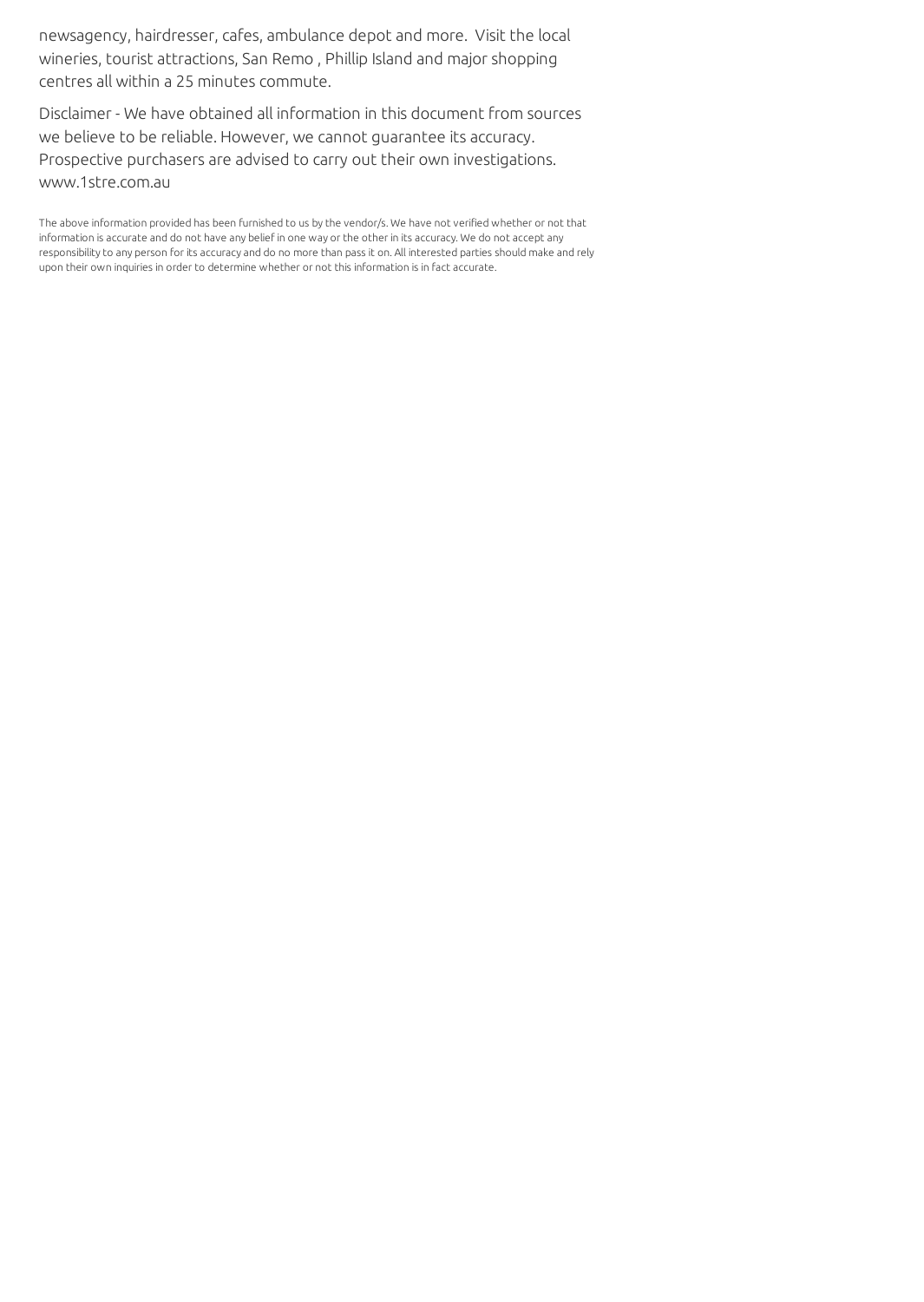newsagency, hairdresser, cafes, ambulance depot and more.  Visit the local wineries, tourist attractions, San Remo , Phillip Island and major shopping centres all within a 25 minutes commute.

Disclaimer - We have obtained all information in this document from sources we believe to be reliable. However, we cannot guarantee its accuracy. Prospective purchasers are advised to carry out their own investigations. www.1stre.com.au

The above information provided has been furnished to us by the vendor/s. We have not verified whether or not that information is accurate and do not have any belief in one way or the other in its accuracy. We do not accept any responsibility to any person for its accuracy and do no more than pass it on. All interested parties should make and rely upon their own inquiries in order to determine whether or not this information is in fact accurate.